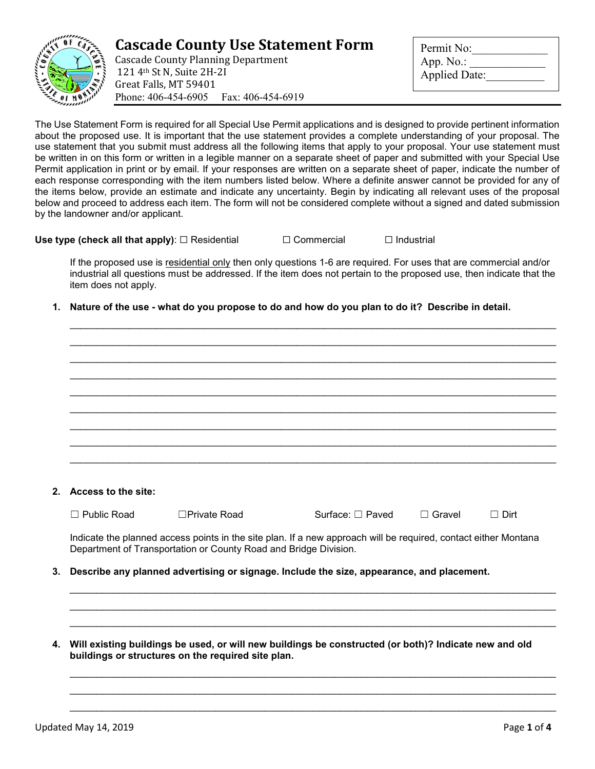# Cascade County Use Statement Form

Cascade County Planning Department
121 4th St N, Suite 2H-2I
Great Falls, MT 59401
Phone: 406-454-6905 Fax: 406-454-6919

Permit No:____________
App. No.: ____________
Applied Date:__________

The Use Statement Form is required for all Special Use Permit applications and is designed to provide pertinent information about the proposed use. It is important that the use statement provides a complete understanding of your proposal. The use statement that you submit must address all the following items that apply to your proposal. Your use statement must be written in on this form or written in a legible manner on a separate sheet of paper and submitted with your Special Use Permit application in print or by email. If your responses are written on a separate sheet of paper, indicate the number of each response corresponding with the item numbers listed below. Where a definite answer cannot be provided for any of the items below, provide an estimate and indicate any uncertainty. Begin by indicating all relevant uses of the proposal below and proceed to address each item. The form will not be considered complete without a signed and dated submission by the landowner and/or applicant.

**Use type (check all that apply)**: ☐ Residential ☐ Commercial ☐ Industrial

If the proposed use is residential only then only questions 1-6 are required. For uses that are commercial and/or industrial all questions must be addressed. If the item does not pertain to the proposed use, then indicate that the item does not apply.

1. **Nature of the use - what do you propose to do and how do you plan to do it? Describe in detail.**

   ___________________________________________________________________________
   ___________________________________________________________________________
   ___________________________________________________________________________
   ___________________________________________________________________________
   ___________________________________________________________________________
   ___________________________________________________________________________
   ___________________________________________________________________________
   ___________________________________________________________________________
   ___________________________________________________________________________

2. **Access to the site:**

   ☐ Public Road ☐Private Road Surface: ☐ Paved ☐ Gravel ☐ Dirt

   Indicate the planned access points in the site plan. If a new approach will be required, contact either Montana Department of Transportation or County Road and Bridge Division.

3. **Describe any planned advertising or signage. Include the size, appearance, and placement.**

   ___________________________________________________________________________
   ___________________________________________________________________________
   ___________________________________________________________________________

4. **Will existing buildings be used, or will new buildings be constructed (or both)? Indicate new and old buildings or structures on the required site plan.**

   ___________________________________________________________________________
   ___________________________________________________________________________
   ___________________________________________________________________________

Updated May 14, 2019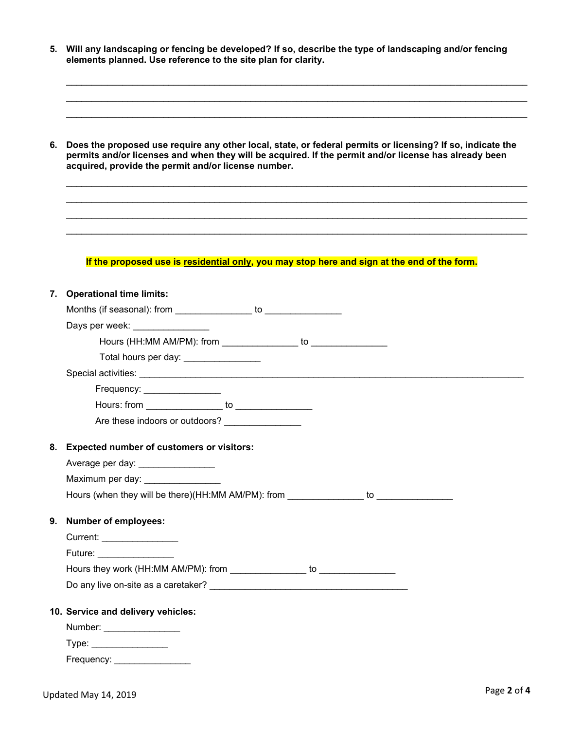5. **Will any landscaping or fencing be developed? If so, describe the type of landscaping and/or fencing elements planned. Use reference to the site plan for clarity.**

   ______________________________________________________________________________________

   ______________________________________________________________________________________

   ______________________________________________________________________________________

6. **Does the proposed use require any other local, state, or federal permits or licensing? If so, indicate the permits and/or licenses and when they will be acquired. If the permit and/or license has already been acquired, provide the permit and/or license number.**

   ______________________________________________________________________________________

   ______________________________________________________________________________________

   ______________________________________________________________________________________

   ______________________________________________________________________________________

**If the proposed use is <u>residential only</u>, you may stop here and sign at the end of the form.**

7. **Operational time limits:**

   Months (if seasonal): from _______________ to _______________

   Days per week: _______________

   Hours (HH:MM AM/PM): from _______________ to _______________

   Total hours per day: _______________

   Special activities: ______________________________________________________________

   Frequency: _______________

   Hours: from _______________ to _______________

   Are these indoors or outdoors? _______________

8. **Expected number of customers or visitors:**

   Average per day: _______________

   Maximum per day: _______________

   Hours (when they will be there)(HH:MM AM/PM): from _______________ to _______________

9. **Number of employees:**

   Current: _______________

   Future: _______________

   Hours they work (HH:MM AM/PM): from _______________ to _______________

   Do any live on-site as a caretaker? _______________________________________

10. **Service and delivery vehicles:**

    Number: _______________

    Type: _______________

    Frequency: _______________

Updated May 14, 2019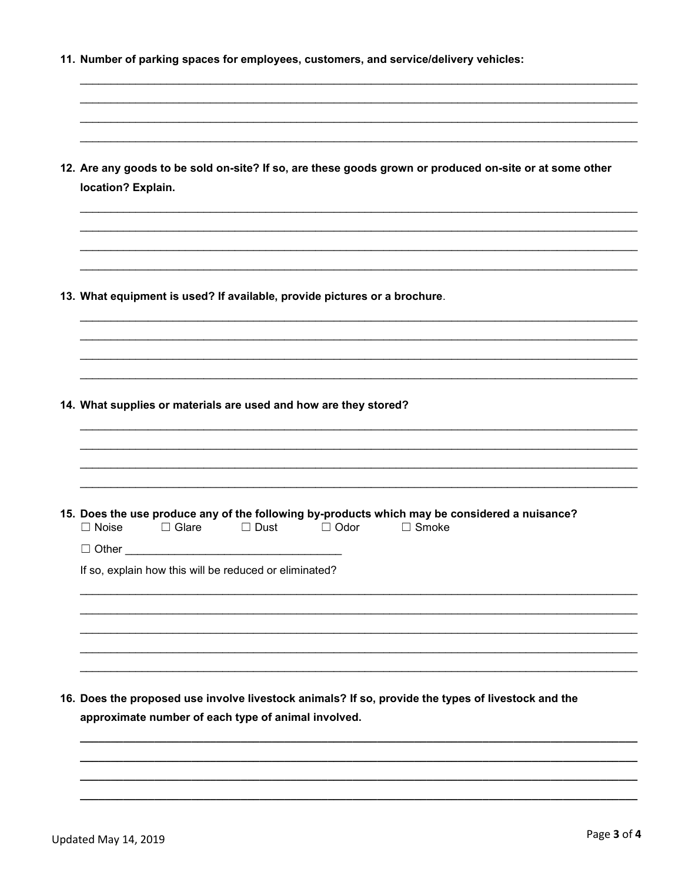**11. Number of parking spaces for employees, customers, and service/delivery vehicles:**

\_\_\_\_\_\_\_\_\_\_\_\_\_\_\_\_\_\_\_\_\_\_\_\_\_\_\_\_\_\_\_\_\_\_\_\_\_\_\_\_\_\_\_\_\_\_\_\_\_\_\_\_\_\_\_\_\_\_\_\_\_\_\_\_\_\_\_\_\_\_\_\_\_\_\_\_\_\_
\_\_\_\_\_\_\_\_\_\_\_\_\_\_\_\_\_\_\_\_\_\_\_\_\_\_\_\_\_\_\_\_\_\_\_\_\_\_\_\_\_\_\_\_\_\_\_\_\_\_\_\_\_\_\_\_\_\_\_\_\_\_\_\_\_\_\_\_\_\_\_\_\_\_\_\_\_\_
\_\_\_\_\_\_\_\_\_\_\_\_\_\_\_\_\_\_\_\_\_\_\_\_\_\_\_\_\_\_\_\_\_\_\_\_\_\_\_\_\_\_\_\_\_\_\_\_\_\_\_\_\_\_\_\_\_\_\_\_\_\_\_\_\_\_\_\_\_\_\_\_\_\_\_\_\_\_
\_\_\_\_\_\_\_\_\_\_\_\_\_\_\_\_\_\_\_\_\_\_\_\_\_\_\_\_\_\_\_\_\_\_\_\_\_\_\_\_\_\_\_\_\_\_\_\_\_\_\_\_\_\_\_\_\_\_\_\_\_\_\_\_\_\_\_\_\_\_\_\_\_\_\_\_\_\_

**12. Are any goods to be sold on-site? If so, are these goods grown or produced on-site or at some other location? Explain.**

\_\_\_\_\_\_\_\_\_\_\_\_\_\_\_\_\_\_\_\_\_\_\_\_\_\_\_\_\_\_\_\_\_\_\_\_\_\_\_\_\_\_\_\_\_\_\_\_\_\_\_\_\_\_\_\_\_\_\_\_\_\_\_\_\_\_\_\_\_\_\_\_\_\_\_\_\_\_
\_\_\_\_\_\_\_\_\_\_\_\_\_\_\_\_\_\_\_\_\_\_\_\_\_\_\_\_\_\_\_\_\_\_\_\_\_\_\_\_\_\_\_\_\_\_\_\_\_\_\_\_\_\_\_\_\_\_\_\_\_\_\_\_\_\_\_\_\_\_\_\_\_\_\_\_\_\_
\_\_\_\_\_\_\_\_\_\_\_\_\_\_\_\_\_\_\_\_\_\_\_\_\_\_\_\_\_\_\_\_\_\_\_\_\_\_\_\_\_\_\_\_\_\_\_\_\_\_\_\_\_\_\_\_\_\_\_\_\_\_\_\_\_\_\_\_\_\_\_\_\_\_\_\_\_\_
\_\_\_\_\_\_\_\_\_\_\_\_\_\_\_\_\_\_\_\_\_\_\_\_\_\_\_\_\_\_\_\_\_\_\_\_\_\_\_\_\_\_\_\_\_\_\_\_\_\_\_\_\_\_\_\_\_\_\_\_\_\_\_\_\_\_\_\_\_\_\_\_\_\_\_\_\_\_

**13. What equipment is used? If available, provide pictures or a brochure**.

\_\_\_\_\_\_\_\_\_\_\_\_\_\_\_\_\_\_\_\_\_\_\_\_\_\_\_\_\_\_\_\_\_\_\_\_\_\_\_\_\_\_\_\_\_\_\_\_\_\_\_\_\_\_\_\_\_\_\_\_\_\_\_\_\_\_\_\_\_\_\_\_\_\_\_\_\_\_
\_\_\_\_\_\_\_\_\_\_\_\_\_\_\_\_\_\_\_\_\_\_\_\_\_\_\_\_\_\_\_\_\_\_\_\_\_\_\_\_\_\_\_\_\_\_\_\_\_\_\_\_\_\_\_\_\_\_\_\_\_\_\_\_\_\_\_\_\_\_\_\_\_\_\_\_\_\_
\_\_\_\_\_\_\_\_\_\_\_\_\_\_\_\_\_\_\_\_\_\_\_\_\_\_\_\_\_\_\_\_\_\_\_\_\_\_\_\_\_\_\_\_\_\_\_\_\_\_\_\_\_\_\_\_\_\_\_\_\_\_\_\_\_\_\_\_\_\_\_\_\_\_\_\_\_\_
\_\_\_\_\_\_\_\_\_\_\_\_\_\_\_\_\_\_\_\_\_\_\_\_\_\_\_\_\_\_\_\_\_\_\_\_\_\_\_\_\_\_\_\_\_\_\_\_\_\_\_\_\_\_\_\_\_\_\_\_\_\_\_\_\_\_\_\_\_\_\_\_\_\_\_\_\_\_

**14. What supplies or materials are used and how are they stored?**

\_\_\_\_\_\_\_\_\_\_\_\_\_\_\_\_\_\_\_\_\_\_\_\_\_\_\_\_\_\_\_\_\_\_\_\_\_\_\_\_\_\_\_\_\_\_\_\_\_\_\_\_\_\_\_\_\_\_\_\_\_\_\_\_\_\_\_\_\_\_\_\_\_\_\_\_\_\_
\_\_\_\_\_\_\_\_\_\_\_\_\_\_\_\_\_\_\_\_\_\_\_\_\_\_\_\_\_\_\_\_\_\_\_\_\_\_\_\_\_\_\_\_\_\_\_\_\_\_\_\_\_\_\_\_\_\_\_\_\_\_\_\_\_\_\_\_\_\_\_\_\_\_\_\_\_\_
\_\_\_\_\_\_\_\_\_\_\_\_\_\_\_\_\_\_\_\_\_\_\_\_\_\_\_\_\_\_\_\_\_\_\_\_\_\_\_\_\_\_\_\_\_\_\_\_\_\_\_\_\_\_\_\_\_\_\_\_\_\_\_\_\_\_\_\_\_\_\_\_\_\_\_\_\_\_
\_\_\_\_\_\_\_\_\_\_\_\_\_\_\_\_\_\_\_\_\_\_\_\_\_\_\_\_\_\_\_\_\_\_\_\_\_\_\_\_\_\_\_\_\_\_\_\_\_\_\_\_\_\_\_\_\_\_\_\_\_\_\_\_\_\_\_\_\_\_\_\_\_\_\_\_\_\_

**15. Does the use produce any of the following by-products which may be considered a nuisance?**

☐ Noise ☐ Glare ☐ Dust ☐ Odor ☐ Smoke

☐ Other \_\_\_\_\_\_\_\_\_\_\_\_\_\_\_\_\_\_\_\_\_\_\_\_\_\_\_\_\_\_\_\_\_\_

If so, explain how this will be reduced or eliminated?

\_\_\_\_\_\_\_\_\_\_\_\_\_\_\_\_\_\_\_\_\_\_\_\_\_\_\_\_\_\_\_\_\_\_\_\_\_\_\_\_\_\_\_\_\_\_\_\_\_\_\_\_\_\_\_\_\_\_\_\_\_\_\_\_\_\_\_\_\_\_\_\_\_\_\_\_\_\_
\_\_\_\_\_\_\_\_\_\_\_\_\_\_\_\_\_\_\_\_\_\_\_\_\_\_\_\_\_\_\_\_\_\_\_\_\_\_\_\_\_\_\_\_\_\_\_\_\_\_\_\_\_\_\_\_\_\_\_\_\_\_\_\_\_\_\_\_\_\_\_\_\_\_\_\_\_\_
\_\_\_\_\_\_\_\_\_\_\_\_\_\_\_\_\_\_\_\_\_\_\_\_\_\_\_\_\_\_\_\_\_\_\_\_\_\_\_\_\_\_\_\_\_\_\_\_\_\_\_\_\_\_\_\_\_\_\_\_\_\_\_\_\_\_\_\_\_\_\_\_\_\_\_\_\_\_
\_\_\_\_\_\_\_\_\_\_\_\_\_\_\_\_\_\_\_\_\_\_\_\_\_\_\_\_\_\_\_\_\_\_\_\_\_\_\_\_\_\_\_\_\_\_\_\_\_\_\_\_\_\_\_\_\_\_\_\_\_\_\_\_\_\_\_\_\_\_\_\_\_\_\_\_\_\_
\_\_\_\_\_\_\_\_\_\_\_\_\_\_\_\_\_\_\_\_\_\_\_\_\_\_\_\_\_\_\_\_\_\_\_\_\_\_\_\_\_\_\_\_\_\_\_\_\_\_\_\_\_\_\_\_\_\_\_\_\_\_\_\_\_\_\_\_\_\_\_\_\_\_\_\_\_\_

**16. Does the proposed use involve livestock animals? If so, provide the types of livestock and the approximate number of each type of animal involved.**

\_\_\_\_\_\_\_\_\_\_\_\_\_\_\_\_\_\_\_\_\_\_\_\_\_\_\_\_\_\_\_\_\_\_\_\_\_\_\_\_\_\_\_\_\_\_\_\_\_\_\_\_\_\_\_\_\_\_\_\_\_\_\_\_\_\_\_\_\_\_\_\_\_\_\_\_\_\_
\_\_\_\_\_\_\_\_\_\_\_\_\_\_\_\_\_\_\_\_\_\_\_\_\_\_\_\_\_\_\_\_\_\_\_\_\_\_\_\_\_\_\_\_\_\_\_\_\_\_\_\_\_\_\_\_\_\_\_\_\_\_\_\_\_\_\_\_\_\_\_\_\_\_\_\_\_\_
\_\_\_\_\_\_\_\_\_\_\_\_\_\_\_\_\_\_\_\_\_\_\_\_\_\_\_\_\_\_\_\_\_\_\_\_\_\_\_\_\_\_\_\_\_\_\_\_\_\_\_\_\_\_\_\_\_\_\_\_\_\_\_\_\_\_\_\_\_\_\_\_\_\_\_\_\_\_
\_\_\_\_\_\_\_\_\_\_\_\_\_\_\_\_\_\_\_\_\_\_\_\_\_\_\_\_\_\_\_\_\_\_\_\_\_\_\_\_\_\_\_\_\_\_\_\_\_\_\_\_\_\_\_\_\_\_\_\_\_\_\_\_\_\_\_\_\_\_\_\_\_\_\_\_\_\_

Updated May 14, 2019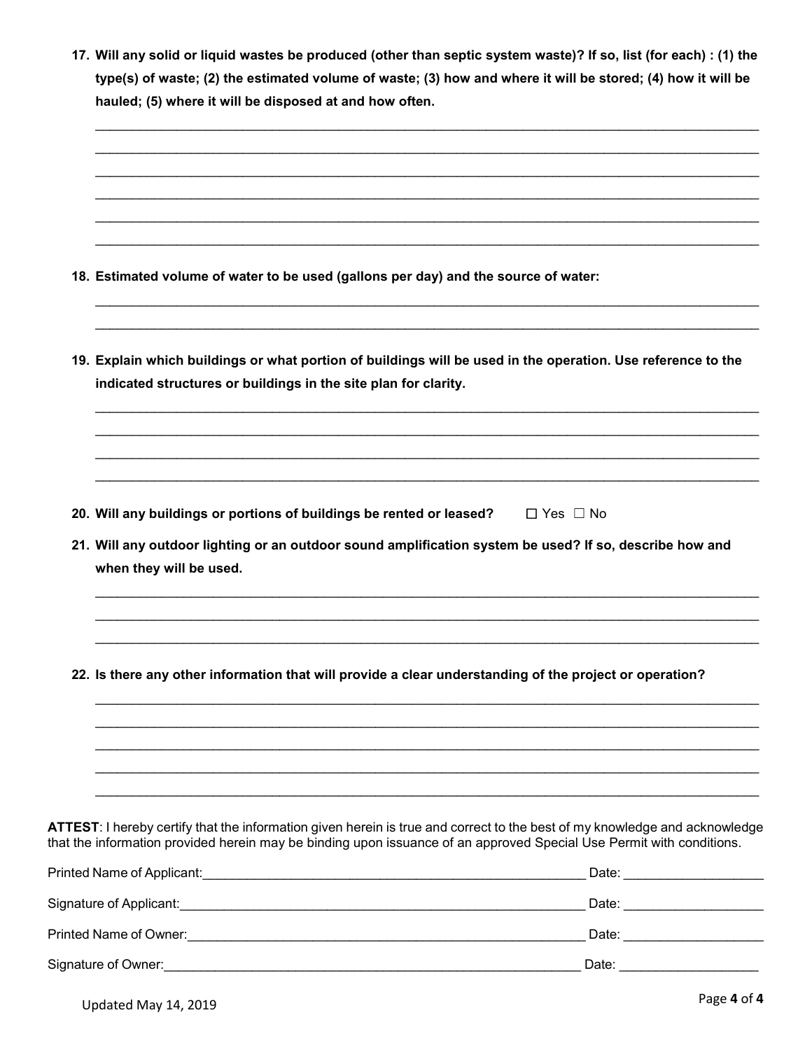**17. Will any solid or liquid wastes be produced (other than septic system waste)? If so, list (for each) : (1) the type(s) of waste; (2) the estimated volume of waste; (3) how and where it will be stored; (4) how it will be hauled; (5) where it will be disposed at and how often.**

______________________________________________________________________________________

______________________________________________________________________________________

______________________________________________________________________________________

______________________________________________________________________________________

______________________________________________________________________________________

______________________________________________________________________________________

**18. Estimated volume of water to be used (gallons per day) and the source of water:**

______________________________________________________________________________________

______________________________________________________________________________________

**19. Explain which buildings or what portion of buildings will be used in the operation. Use reference to the indicated structures or buildings in the site plan for clarity.**

______________________________________________________________________________________

______________________________________________________________________________________

______________________________________________________________________________________

______________________________________________________________________________________

**20. Will any buildings or portions of buildings be rented or leased?** ☐ Yes ☐ No

**21. Will any outdoor lighting or an outdoor sound amplification system be used? If so, describe how and when they will be used.**

______________________________________________________________________________________

______________________________________________________________________________________

______________________________________________________________________________________

**22. Is there any other information that will provide a clear understanding of the project or operation?**

______________________________________________________________________________________

______________________________________________________________________________________

______________________________________________________________________________________

______________________________________________________________________________________

______________________________________________________________________________________

**ATTEST**: I hereby certify that the information given herein is true and correct to the best of my knowledge and acknowledge that the information provided herein may be binding upon issuance of an approved Special Use Permit with conditions.

Printed Name of Applicant:_______________________________________________ Date: ________________

Signature of Applicant:__________________________________________________ Date: ________________

Printed Name of Owner:_________________________________________________ Date: ________________

Signature of Owner:_____________________________________________________ Date: ________________

Updated May 14, 2019